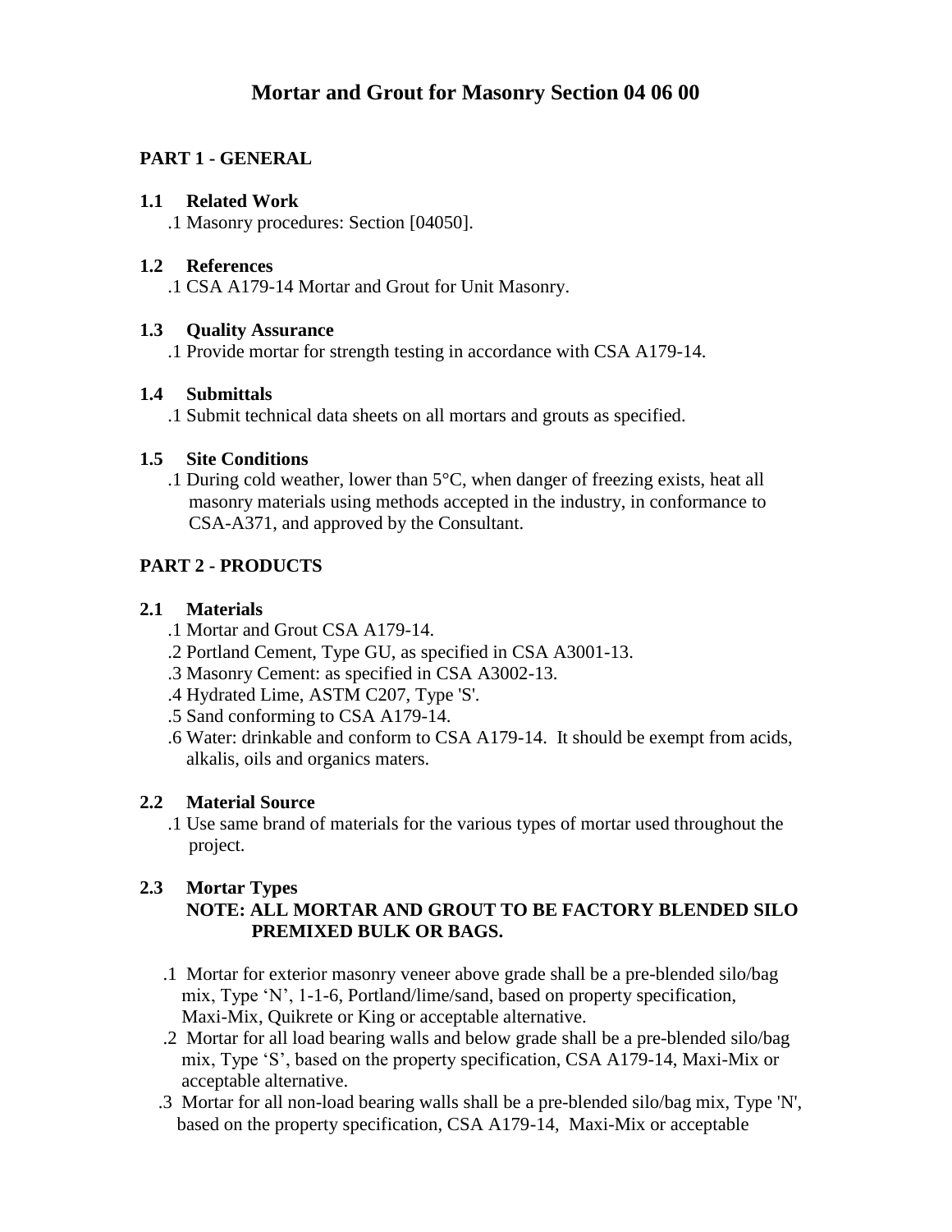# Mortar and Grout for Masonry Section 04 06 00

## PART 1 - GENERAL

### 1.1 Related Work

.1 Masonry procedures: Section [04050].

### 1.2 References

.1 CSA A179-14 Mortar and Grout for Unit Masonry.

### 1.3 Quality Assurance

.1 Provide mortar for strength testing in accordance with CSA A179-14.

### 1.4 Submittals

.1 Submit technical data sheets on all mortars and grouts as specified.

### 1.5 Site Conditions

.1 During cold weather, lower than 5°C, when danger of freezing exists, heat all masonry materials using methods accepted in the industry, in conformance to CSA-A371, and approved by the Consultant.

## PART 2 - PRODUCTS

### 2.1 Materials

.1 Mortar and Grout CSA A179-14.

.2 Portland Cement, Type GU, as specified in CSA A3001-13.

.3 Masonry Cement: as specified in CSA A3002-13.

.4 Hydrated Lime, ASTM C207, Type 'S'.

.5 Sand conforming to CSA A179-14.

.6 Water: drinkable and conform to CSA A179-14. It should be exempt from acids, alkalis, oils and organics maters.

### 2.2 Material Source

.1 Use same brand of materials for the various types of mortar used throughout the project.

### 2.3 Mortar Types

**NOTE: ALL MORTAR AND GROUT TO BE FACTORY BLENDED SILO PREMIXED BULK OR BAGS.**

.1 Mortar for exterior masonry veneer above grade shall be a pre-blended silo/bag mix, Type 'N', 1-1-6, Portland/lime/sand, based on property specification, Maxi-Mix, Quikrete or King or acceptable alternative.

.2 Mortar for all load bearing walls and below grade shall be a pre-blended silo/bag mix, Type 'S', based on the property specification, CSA A179-14, Maxi-Mix or acceptable alternative.

.3 Mortar for all non-load bearing walls shall be a pre-blended silo/bag mix, Type 'N', based on the property specification, CSA A179-14, Maxi-Mix or acceptable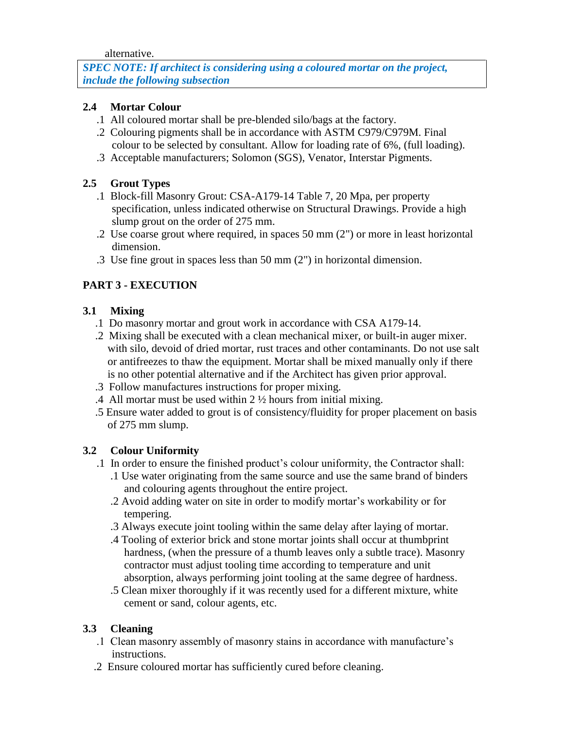alternative.

***SPEC NOTE: If architect is considering using a coloured mortar on the project, include the following subsection***

### 2.4 Mortar Colour

.1 All coloured mortar shall be pre-blended silo/bags at the factory.

.2 Colouring pigments shall be in accordance with ASTM C979/C979M. Final colour to be selected by consultant. Allow for loading rate of 6%, (full loading).

.3 Acceptable manufacturers; Solomon (SGS), Venator, Interstar Pigments.

### 2.5 Grout Types

.1 Block-fill Masonry Grout: CSA-A179-14 Table 7, 20 Mpa, per property specification, unless indicated otherwise on Structural Drawings. Provide a high slump grout on the order of 275 mm.

.2 Use coarse grout where required, in spaces 50 mm (2") or more in least horizontal dimension.

.3 Use fine grout in spaces less than 50 mm (2") in horizontal dimension.

## PART 3 - EXECUTION

### 3.1 Mixing

.1 Do masonry mortar and grout work in accordance with CSA A179-14.

.2 Mixing shall be executed with a clean mechanical mixer, or built-in auger mixer. with silo, devoid of dried mortar, rust traces and other contaminants. Do not use salt or antifreezes to thaw the equipment. Mortar shall be mixed manually only if there is no other potential alternative and if the Architect has given prior approval.

.3 Follow manufactures instructions for proper mixing.

.4 All mortar must be used within 2 ½ hours from initial mixing.

.5 Ensure water added to grout is of consistency/fluidity for proper placement on basis of 275 mm slump.

### 3.2 Colour Uniformity

.1 In order to ensure the finished product's colour uniformity, the Contractor shall:

.1 Use water originating from the same source and use the same brand of binders and colouring agents throughout the entire project.

.2 Avoid adding water on site in order to modify mortar's workability or for tempering.

.3 Always execute joint tooling within the same delay after laying of mortar.

.4 Tooling of exterior brick and stone mortar joints shall occur at thumbprint hardness, (when the pressure of a thumb leaves only a subtle trace). Masonry contractor must adjust tooling time according to temperature and unit absorption, always performing joint tooling at the same degree of hardness.

.5 Clean mixer thoroughly if it was recently used for a different mixture, white cement or sand, colour agents, etc.

### 3.3 Cleaning

.1 Clean masonry assembly of masonry stains in accordance with manufacture's instructions.

.2 Ensure coloured mortar has sufficiently cured before cleaning.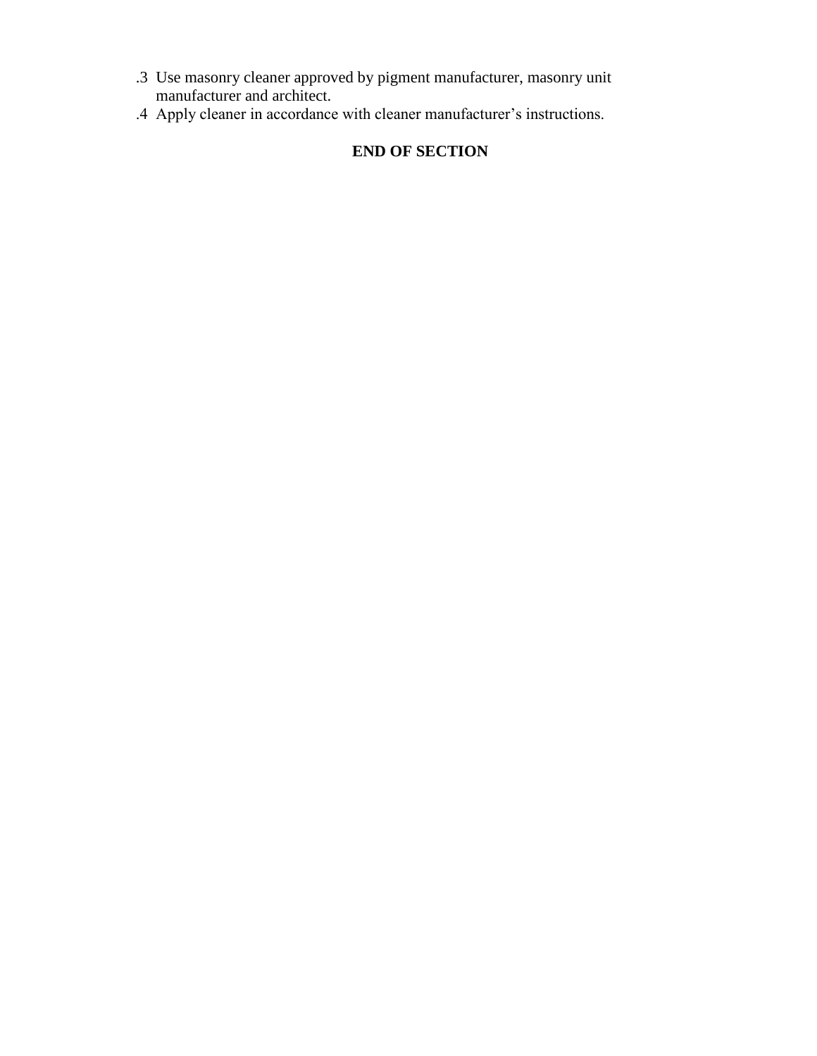.3 Use masonry cleaner approved by pigment manufacturer, masonry unit manufacturer and architect.

.4 Apply cleaner in accordance with cleaner manufacturer's instructions.

**END OF SECTION**